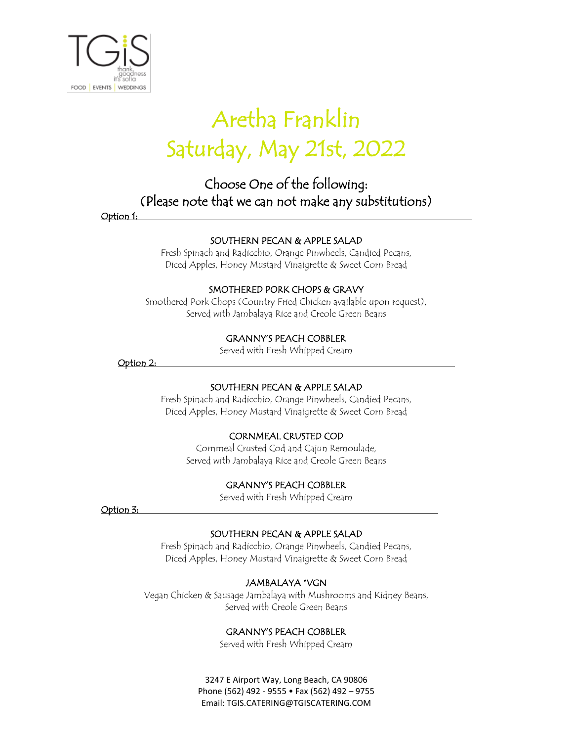TGiS thank goodness it's sofia
FOOD | EVENTS | WEDDINGS

# Aretha Franklin
# Saturday, May 21st, 2022

## Choose One of the following:
## (Please note that we can not make any substitutions)

**Option 1:**

SOUTHERN PECAN & APPLE SALAD
Fresh Spinach and Radicchio, Orange Pinwheels, Candied Pecans, Diced Apples, Honey Mustard Vinaigrette & Sweet Corn Bread

SMOTHERED PORK CHOPS & GRAVY
Smothered Pork Chops (Country Fried Chicken available upon request), Served with Jambalaya Rice and Creole Green Beans

GRANNY'S PEACH COBBLER
Served with Fresh Whipped Cream

**Option 2:**

SOUTHERN PECAN & APPLE SALAD
Fresh Spinach and Radicchio, Orange Pinwheels, Candied Pecans, Diced Apples, Honey Mustard Vinaigrette & Sweet Corn Bread

CORNMEAL CRUSTED COD
Cornmeal Crusted Cod and Cajun Remoulade, Served with Jambalaya Rice and Creole Green Beans

GRANNY'S PEACH COBBLER
Served with Fresh Whipped Cream

**Option 3:**

SOUTHERN PECAN & APPLE SALAD
Fresh Spinach and Radicchio, Orange Pinwheels, Candied Pecans, Diced Apples, Honey Mustard Vinaigrette & Sweet Corn Bread

JAMBALAYA *VGN
Vegan Chicken & Sausage Jambalaya with Mushrooms and Kidney Beans, Served with Creole Green Beans

GRANNY'S PEACH COBBLER
Served with Fresh Whipped Cream

3247 E Airport Way, Long Beach, CA 90806
Phone (562) 492 - 9555 • Fax (562) 492 – 9755
Email: TGIS.CATERING@TGISCATERING.COM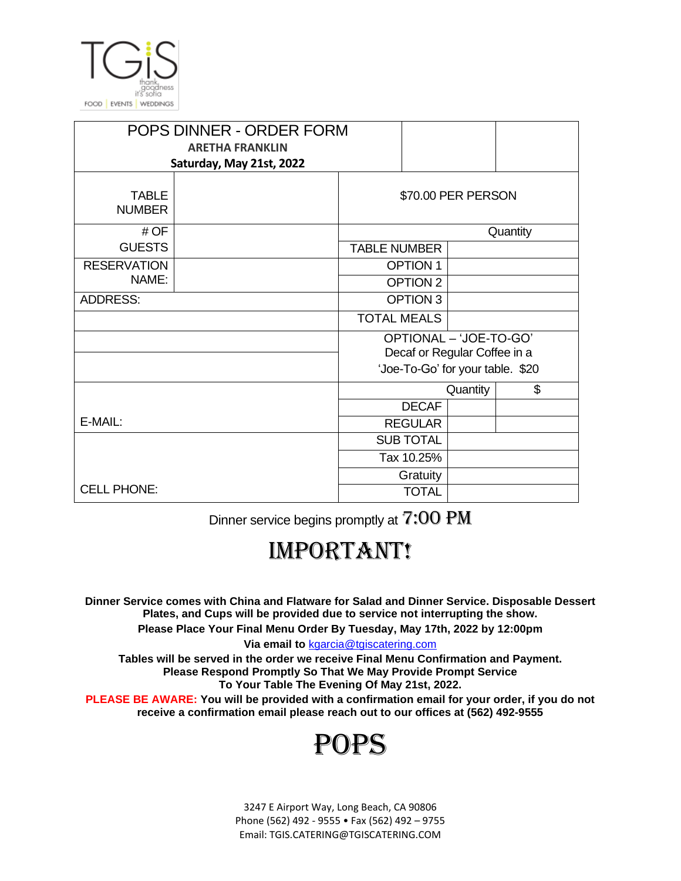TGiS thank goodness it's sofia — FOOD | EVENTS | WEDDINGS

| POPS DINNER - ORDER FORM<br>**ARETHA FRANKLIN**<br>**Saturday, May 21st, 2022** | | | |
|---|---|---|---|
| TABLE NUMBER | | $70.00 PER PERSON | |
| # OF GUESTS | | | Quantity |
| | | TABLE NUMBER | |
| RESERVATION NAME: | | OPTION 1 | |
| | | OPTION 2 | |
| ADDRESS: | | OPTION 3 | |
| | | TOTAL MEALS | |
| | | OPTIONAL – 'JOE-TO-GO' Decaf or Regular Coffee in a 'Joe-To-Go' for your table. $20 | |
| | | Quantity | $ |
| E-MAIL: | | DECAF | |
| | | REGULAR | |
| | | SUB TOTAL | |
| | | Tax 10.25% | |
| | | Gratuity | |
| CELL PHONE: | | TOTAL | |

Dinner service begins promptly at 7:00 PM

# IMPORTANT!

**Dinner Service comes with China and Flatware for Salad and Dinner Service. Disposable Dessert Plates, and Cups will be provided due to service not interrupting the show.**

**Please Place Your Final Menu Order By Tuesday, May 17th, 2022 by 12:00pm**

**Via email to** kgarcia@tgiscatering.com

**Tables will be served in the order we receive Final Menu Confirmation and Payment. Please Respond Promptly So That We May Provide Prompt Service To Your Table The Evening Of May 21st, 2022.**

**PLEASE BE AWARE: You will be provided with a confirmation email for your order, if you do not receive a confirmation email please reach out to our offices at (562) 492-9555**

# POPS

3247 E Airport Way, Long Beach, CA 90806
Phone (562) 492 - 9555 • Fax (562) 492 – 9755
Email: TGIS.CATERING@TGISCATERING.COM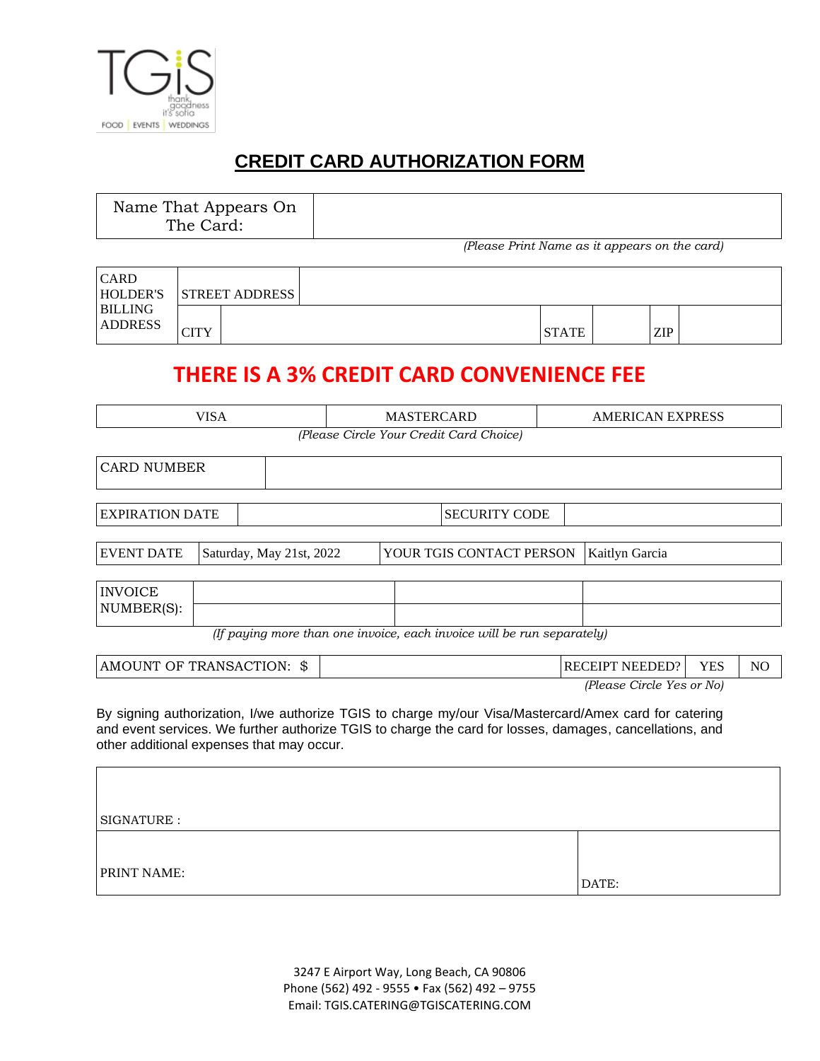TGiS thank goodness it's sofia FOOD | EVENTS | WEDDINGS

# CREDIT CARD AUTHORIZATION FORM

| | |
|---|---|
| Name That Appears On The Card: | |

*(Please Print Name as it appears on the card)*

| | | | | | | |
|---|---|---|---|---|---|---|
| CARD HOLDER'S BILLING ADDRESS | STREET ADDRESS | | | | | |
| | CITY | | STATE | | ZIP | |

## THERE IS A 3% CREDIT CARD CONVENIENCE FEE

| | | |
|---|---|---|
| VISA | MASTERCARD | AMERICAN EXPRESS |

*(Please Circle Your Credit Card Choice)*

| | |
|---|---|
| CARD NUMBER | |

| | | | |
|---|---|---|---|
| EXPIRATION DATE | | SECURITY CODE | |

| | | | |
|---|---|---|---|
| EVENT DATE | Saturday, May 21st, 2022 | YOUR TGIS CONTACT PERSON | Kaitlyn Garcia |

| | | | |
|---|---|---|---|
| INVOICE NUMBER(S): | | | |
| | | | |

*(If paying more than one invoice, each invoice will be run separately)*

| | | | | |
|---|---|---|---|---|
| AMOUNT OF TRANSACTION: $ | | RECEIPT NEEDED? | YES | NO |

*(Please Circle Yes or No)*

By signing authorization, I/we authorize TGIS to charge my/our Visa/Mastercard/Amex card for catering and event services. We further authorize TGIS to charge the card for losses, damages, cancellations, and other additional expenses that may occur.

| | |
|---|---|
| SIGNATURE : | |
| PRINT NAME: | DATE: |

3247 E Airport Way, Long Beach, CA 90806
Phone (562) 492 - 9555 • Fax (562) 492 – 9755
Email: TGIS.CATERING@TGISCATERING.COM